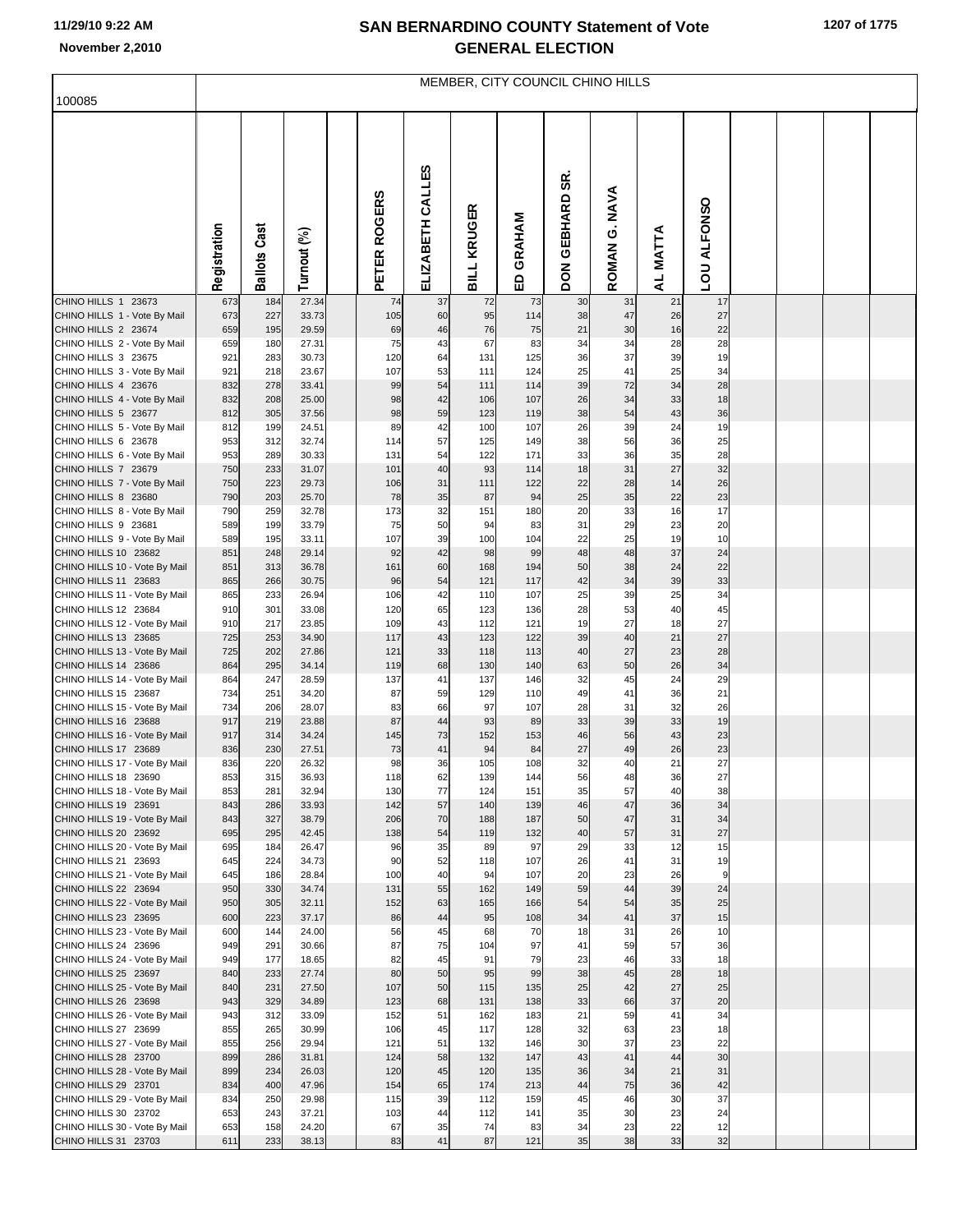# SAN BERNARDINO COUNTY Statement of Vote
## GENERAL ELECTION

November 2,2010

100085

MEMBER, CITY COUNCIL CHINO HILLS

| | Registration | Ballots Cast | Turnout (%) | | PETER ROGERS | ELIZABETH CALLES | BILL KRUGER | ED GRAHAM | DON GEBHARD SR. | ROMAN G. NAVA | AL MATTA | LOU ALFONSO |
|---|---|---|---|---|---|---|---|---|---|---|---|---|
| CHINO HILLS 1 23673 | 673 | 184 | 27.34 | | 74 | 37 | 72 | 73 | 30 | 31 | 21 | 17 |
| CHINO HILLS 1 - Vote By Mail | 673 | 227 | 33.73 | | 105 | 60 | 95 | 114 | 38 | 47 | 26 | 27 |
| CHINO HILLS 2 23674 | 659 | 195 | 29.59 | | 69 | 46 | 76 | 75 | 21 | 30 | 16 | 22 |
| CHINO HILLS 2 - Vote By Mail | 659 | 180 | 27.31 | | 75 | 43 | 67 | 83 | 34 | 34 | 28 | 28 |
| CHINO HILLS 3 23675 | 921 | 283 | 30.73 | | 120 | 64 | 131 | 125 | 36 | 37 | 39 | 19 |
| CHINO HILLS 3 - Vote By Mail | 921 | 218 | 23.67 | | 107 | 53 | 111 | 124 | 25 | 41 | 25 | 34 |
| CHINO HILLS 4 23676 | 832 | 278 | 33.41 | | 99 | 54 | 111 | 114 | 39 | 72 | 34 | 28 |
| CHINO HILLS 4 - Vote By Mail | 832 | 208 | 25.00 | | 98 | 42 | 106 | 107 | 26 | 34 | 33 | 18 |
| CHINO HILLS 5 23677 | 812 | 305 | 37.56 | | 98 | 59 | 123 | 119 | 38 | 54 | 43 | 36 |
| CHINO HILLS 5 - Vote By Mail | 812 | 199 | 24.51 | | 89 | 42 | 100 | 107 | 26 | 39 | 24 | 19 |
| CHINO HILLS 6 23678 | 953 | 312 | 32.74 | | 114 | 57 | 125 | 149 | 38 | 56 | 36 | 25 |
| CHINO HILLS 6 - Vote By Mail | 953 | 289 | 30.33 | | 131 | 54 | 122 | 171 | 33 | 36 | 35 | 28 |
| CHINO HILLS 7 23679 | 750 | 233 | 31.07 | | 101 | 40 | 93 | 114 | 18 | 31 | 27 | 32 |
| CHINO HILLS 7 - Vote By Mail | 750 | 223 | 29.73 | | 106 | 31 | 111 | 122 | 22 | 28 | 14 | 26 |
| CHINO HILLS 8 23680 | 790 | 203 | 25.70 | | 78 | 35 | 87 | 94 | 25 | 35 | 22 | 23 |
| CHINO HILLS 8 - Vote By Mail | 790 | 259 | 32.78 | | 173 | 32 | 151 | 180 | 20 | 33 | 16 | 17 |
| CHINO HILLS 9 23681 | 589 | 199 | 33.79 | | 75 | 50 | 94 | 83 | 31 | 29 | 23 | 20 |
| CHINO HILLS 9 - Vote By Mail | 589 | 195 | 33.11 | | 107 | 39 | 100 | 104 | 22 | 25 | 19 | 10 |
| CHINO HILLS 10 23682 | 851 | 248 | 29.14 | | 92 | 42 | 98 | 99 | 48 | 48 | 37 | 24 |
| CHINO HILLS 10 - Vote By Mail | 851 | 313 | 36.78 | | 161 | 60 | 168 | 194 | 50 | 38 | 24 | 22 |
| CHINO HILLS 11 23683 | 865 | 266 | 30.75 | | 96 | 54 | 121 | 117 | 42 | 34 | 39 | 33 |
| CHINO HILLS 11 - Vote By Mail | 865 | 233 | 26.94 | | 106 | 42 | 110 | 107 | 25 | 39 | 25 | 34 |
| CHINO HILLS 12 23684 | 910 | 301 | 33.08 | | 120 | 65 | 123 | 136 | 28 | 53 | 40 | 45 |
| CHINO HILLS 12 - Vote By Mail | 910 | 217 | 23.85 | | 109 | 43 | 112 | 121 | 19 | 27 | 18 | 27 |
| CHINO HILLS 13 23685 | 725 | 253 | 34.90 | | 117 | 43 | 123 | 122 | 39 | 40 | 21 | 27 |
| CHINO HILLS 13 - Vote By Mail | 725 | 202 | 27.86 | | 121 | 33 | 118 | 113 | 40 | 27 | 23 | 28 |
| CHINO HILLS 14 23686 | 864 | 295 | 34.14 | | 119 | 68 | 130 | 140 | 63 | 50 | 26 | 34 |
| CHINO HILLS 14 - Vote By Mail | 864 | 247 | 28.59 | | 137 | 41 | 137 | 146 | 32 | 45 | 24 | 29 |
| CHINO HILLS 15 23687 | 734 | 251 | 34.20 | | 87 | 59 | 129 | 110 | 49 | 41 | 36 | 21 |
| CHINO HILLS 15 - Vote By Mail | 734 | 206 | 28.07 | | 83 | 66 | 97 | 107 | 28 | 31 | 32 | 26 |
| CHINO HILLS 16 23688 | 917 | 219 | 23.88 | | 87 | 44 | 93 | 89 | 33 | 39 | 33 | 19 |
| CHINO HILLS 16 - Vote By Mail | 917 | 314 | 34.24 | | 145 | 73 | 152 | 153 | 46 | 56 | 43 | 23 |
| CHINO HILLS 17 23689 | 836 | 230 | 27.51 | | 73 | 41 | 94 | 84 | 27 | 49 | 26 | 23 |
| CHINO HILLS 17 - Vote By Mail | 836 | 220 | 26.32 | | 98 | 36 | 105 | 108 | 32 | 40 | 21 | 27 |
| CHINO HILLS 18 23690 | 853 | 315 | 36.93 | | 118 | 62 | 139 | 144 | 56 | 48 | 36 | 27 |
| CHINO HILLS 18 - Vote By Mail | 853 | 281 | 32.94 | | 130 | 77 | 124 | 151 | 35 | 57 | 40 | 38 |
| CHINO HILLS 19 23691 | 843 | 286 | 33.93 | | 142 | 57 | 140 | 139 | 46 | 47 | 36 | 34 |
| CHINO HILLS 19 - Vote By Mail | 843 | 327 | 38.79 | | 206 | 70 | 188 | 187 | 50 | 47 | 31 | 34 |
| CHINO HILLS 20 23692 | 695 | 295 | 42.45 | | 138 | 54 | 119 | 132 | 40 | 57 | 31 | 27 |
| CHINO HILLS 20 - Vote By Mail | 695 | 184 | 26.47 | | 96 | 35 | 89 | 97 | 29 | 33 | 12 | 15 |
| CHINO HILLS 21 23693 | 645 | 224 | 34.73 | | 90 | 52 | 118 | 107 | 26 | 41 | 31 | 19 |
| CHINO HILLS 21 - Vote By Mail | 645 | 186 | 28.84 | | 100 | 40 | 94 | 107 | 20 | 23 | 26 | 9 |
| CHINO HILLS 22 23694 | 950 | 330 | 34.74 | | 131 | 55 | 162 | 149 | 59 | 44 | 39 | 24 |
| CHINO HILLS 22 - Vote By Mail | 950 | 305 | 32.11 | | 152 | 63 | 165 | 166 | 54 | 54 | 35 | 25 |
| CHINO HILLS 23 23695 | 600 | 223 | 37.17 | | 86 | 44 | 95 | 108 | 34 | 41 | 37 | 15 |
| CHINO HILLS 23 - Vote By Mail | 600 | 144 | 24.00 | | 56 | 45 | 68 | 70 | 18 | 31 | 26 | 10 |
| CHINO HILLS 24 23696 | 949 | 291 | 30.66 | | 87 | 75 | 104 | 97 | 41 | 59 | 57 | 36 |
| CHINO HILLS 24 - Vote By Mail | 949 | 177 | 18.65 | | 82 | 45 | 91 | 79 | 23 | 46 | 33 | 18 |
| CHINO HILLS 25 23697 | 840 | 233 | 27.74 | | 80 | 50 | 95 | 99 | 38 | 45 | 28 | 18 |
| CHINO HILLS 25 - Vote By Mail | 840 | 231 | 27.50 | | 107 | 50 | 115 | 135 | 25 | 42 | 27 | 25 |
| CHINO HILLS 26 23698 | 943 | 329 | 34.89 | | 123 | 68 | 131 | 138 | 33 | 66 | 37 | 20 |
| CHINO HILLS 26 - Vote By Mail | 943 | 312 | 33.09 | | 152 | 51 | 162 | 183 | 21 | 59 | 41 | 34 |
| CHINO HILLS 27 23699 | 855 | 265 | 30.99 | | 106 | 45 | 117 | 128 | 32 | 63 | 23 | 18 |
| CHINO HILLS 27 - Vote By Mail | 855 | 256 | 29.94 | | 121 | 51 | 132 | 146 | 30 | 37 | 23 | 22 |
| CHINO HILLS 28 23700 | 899 | 286 | 31.81 | | 124 | 58 | 132 | 147 | 43 | 41 | 44 | 30 |
| CHINO HILLS 28 - Vote By Mail | 899 | 234 | 26.03 | | 120 | 45 | 120 | 135 | 36 | 34 | 21 | 31 |
| CHINO HILLS 29 23701 | 834 | 400 | 47.96 | | 154 | 65 | 174 | 213 | 44 | 75 | 36 | 42 |
| CHINO HILLS 29 - Vote By Mail | 834 | 250 | 29.98 | | 115 | 39 | 112 | 159 | 45 | 46 | 30 | 37 |
| CHINO HILLS 30 23702 | 653 | 243 | 37.21 | | 103 | 44 | 112 | 141 | 35 | 30 | 23 | 24 |
| CHINO HILLS 30 - Vote By Mail | 653 | 158 | 24.20 | | 67 | 35 | 74 | 83 | 34 | 23 | 22 | 12 |
| CHINO HILLS 31 23703 | 611 | 233 | 38.13 | | 83 | 41 | 87 | 121 | 35 | 38 | 33 | 32 |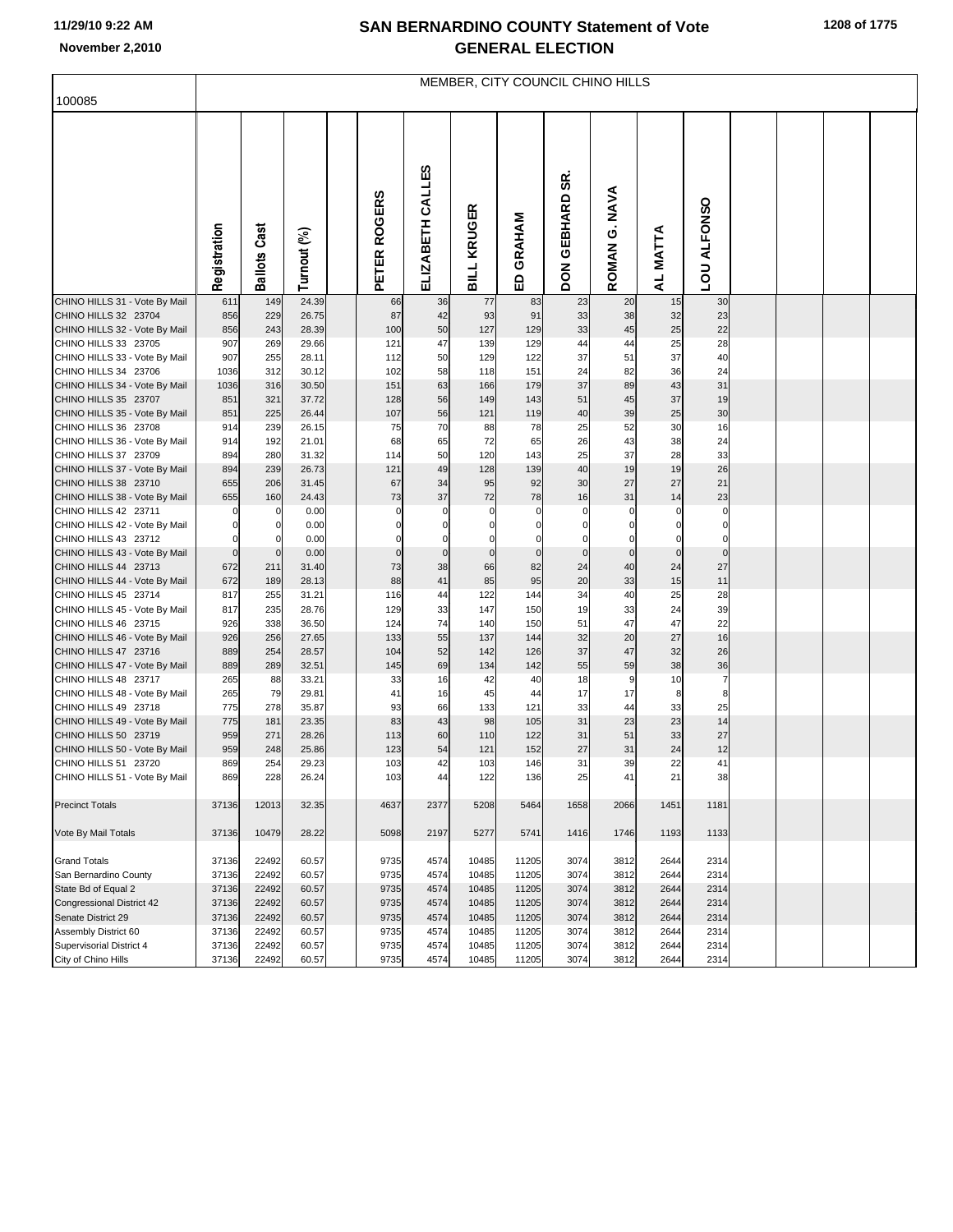100085

## MEMBER, CITY COUNCIL CHINO HILLS

| | Registration | Ballots Cast | Turnout (%) | | PETER ROGERS | ELIZABETH CALLES | BILL KRUGER | ED GRAHAM | DON GEBHARD SR. | ROMAN G. NAVA | AL MATTA | LOU ALFONSO | | | | |
|---|---|---|---|---|---|---|---|---|---|---|---|---|---|---|---|---|
| CHINO HILLS 31 - Vote By Mail | 611 | 149 | 24.39 | | 66 | 36 | 77 | 83 | 23 | 20 | 15 | 30 | | | | |
| CHINO HILLS 32 23704 | 856 | 229 | 26.75 | | 87 | 42 | 93 | 91 | 33 | 38 | 32 | 23 | | | | |
| CHINO HILLS 32 - Vote By Mail | 856 | 243 | 28.39 | | 100 | 50 | 127 | 129 | 33 | 45 | 25 | 22 | | | | |
| CHINO HILLS 33 23705 | 907 | 269 | 29.66 | | 121 | 47 | 139 | 129 | 44 | 44 | 25 | 28 | | | | |
| CHINO HILLS 33 - Vote By Mail | 907 | 255 | 28.11 | | 112 | 50 | 129 | 122 | 37 | 51 | 37 | 40 | | | | |
| CHINO HILLS 34 23706 | 1036 | 312 | 30.12 | | 102 | 58 | 118 | 151 | 24 | 82 | 36 | 24 | | | | |
| CHINO HILLS 34 - Vote By Mail | 1036 | 316 | 30.50 | | 151 | 63 | 166 | 179 | 37 | 89 | 43 | 31 | | | | |
| CHINO HILLS 35 23707 | 851 | 321 | 37.72 | | 128 | 56 | 149 | 143 | 51 | 45 | 37 | 19 | | | | |
| CHINO HILLS 35 - Vote By Mail | 851 | 225 | 26.44 | | 107 | 56 | 121 | 119 | 40 | 39 | 25 | 30 | | | | |
| CHINO HILLS 36 23708 | 914 | 239 | 26.15 | | 75 | 70 | 88 | 78 | 25 | 52 | 30 | 16 | | | | |
| CHINO HILLS 36 - Vote By Mail | 914 | 192 | 21.01 | | 68 | 65 | 72 | 65 | 26 | 43 | 38 | 24 | | | | |
| CHINO HILLS 37 23709 | 894 | 280 | 31.32 | | 114 | 50 | 120 | 143 | 25 | 37 | 28 | 33 | | | | |
| CHINO HILLS 37 - Vote By Mail | 894 | 239 | 26.73 | | 121 | 49 | 128 | 139 | 40 | 19 | 19 | 26 | | | | |
| CHINO HILLS 38 23710 | 655 | 206 | 31.45 | | 67 | 34 | 95 | 92 | 30 | 27 | 27 | 21 | | | | |
| CHINO HILLS 38 - Vote By Mail | 655 | 160 | 24.43 | | 73 | 37 | 72 | 78 | 16 | 31 | 14 | 23 | | | | |
| CHINO HILLS 42 23711 | 0 | 0 | 0.00 | | 0 | 0 | 0 | 0 | 0 | 0 | 0 | 0 | | | | |
| CHINO HILLS 42 - Vote By Mail | 0 | 0 | 0.00 | | 0 | 0 | 0 | 0 | 0 | 0 | 0 | 0 | | | | |
| CHINO HILLS 43 23712 | 0 | 0 | 0.00 | | 0 | 0 | 0 | 0 | 0 | 0 | 0 | 0 | | | | |
| CHINO HILLS 43 - Vote By Mail | 0 | 0 | 0.00 | | 0 | 0 | 0 | 0 | 0 | 0 | 0 | 0 | | | | |
| CHINO HILLS 44 23713 | 672 | 211 | 31.40 | | 73 | 38 | 66 | 82 | 24 | 40 | 24 | 27 | | | | |
| CHINO HILLS 44 - Vote By Mail | 672 | 189 | 28.13 | | 88 | 41 | 85 | 95 | 20 | 33 | 15 | 11 | | | | |
| CHINO HILLS 45 23714 | 817 | 255 | 31.21 | | 116 | 44 | 122 | 144 | 34 | 40 | 25 | 28 | | | | |
| CHINO HILLS 45 - Vote By Mail | 817 | 235 | 28.76 | | 129 | 33 | 147 | 150 | 19 | 33 | 24 | 39 | | | | |
| CHINO HILLS 46 23715 | 926 | 338 | 36.50 | | 124 | 74 | 140 | 150 | 51 | 47 | 47 | 22 | | | | |
| CHINO HILLS 46 - Vote By Mail | 926 | 256 | 27.65 | | 133 | 55 | 137 | 144 | 32 | 20 | 27 | 16 | | | | |
| CHINO HILLS 47 23716 | 889 | 254 | 28.57 | | 104 | 52 | 142 | 126 | 37 | 47 | 32 | 26 | | | | |
| CHINO HILLS 47 - Vote By Mail | 889 | 289 | 32.51 | | 145 | 69 | 134 | 142 | 55 | 59 | 38 | 36 | | | | |
| CHINO HILLS 48 23717 | 265 | 88 | 33.21 | | 33 | 16 | 42 | 40 | 18 | 9 | 10 | 7 | | | | |
| CHINO HILLS 48 - Vote By Mail | 265 | 79 | 29.81 | | 41 | 16 | 45 | 44 | 17 | 17 | 8 | 8 | | | | |
| CHINO HILLS 49 23718 | 775 | 278 | 35.87 | | 93 | 66 | 133 | 121 | 33 | 44 | 33 | 25 | | | | |
| CHINO HILLS 49 - Vote By Mail | 775 | 181 | 23.35 | | 83 | 43 | 98 | 105 | 31 | 23 | 23 | 14 | | | | |
| CHINO HILLS 50 23719 | 959 | 271 | 28.26 | | 113 | 60 | 110 | 122 | 31 | 51 | 33 | 27 | | | | |
| CHINO HILLS 50 - Vote By Mail | 959 | 248 | 25.86 | | 123 | 54 | 121 | 152 | 27 | 31 | 24 | 12 | | | | |
| CHINO HILLS 51 23720 | 869 | 254 | 29.23 | | 103 | 42 | 103 | 146 | 31 | 39 | 22 | 41 | | | | |
| CHINO HILLS 51 - Vote By Mail | 869 | 228 | 26.24 | | 103 | 44 | 122 | 136 | 25 | 41 | 21 | 38 | | | | |
| Precinct Totals | 37136 | 12013 | 32.35 | | 4637 | 2377 | 5208 | 5464 | 1658 | 2066 | 1451 | 1181 | | | | |
| Vote By Mail Totals | 37136 | 10479 | 28.22 | | 5098 | 2197 | 5277 | 5741 | 1416 | 1746 | 1193 | 1133 | | | | |
| Grand Totals | 37136 | 22492 | 60.57 | | 9735 | 4574 | 10485 | 11205 | 3074 | 3812 | 2644 | 2314 | | | | |
| San Bernardino County | 37136 | 22492 | 60.57 | | 9735 | 4574 | 10485 | 11205 | 3074 | 3812 | 2644 | 2314 | | | | |
| State Bd of Equal 2 | 37136 | 22492 | 60.57 | | 9735 | 4574 | 10485 | 11205 | 3074 | 3812 | 2644 | 2314 | | | | |
| Congressional District 42 | 37136 | 22492 | 60.57 | | 9735 | 4574 | 10485 | 11205 | 3074 | 3812 | 2644 | 2314 | | | | |
| Senate District 29 | 37136 | 22492 | 60.57 | | 9735 | 4574 | 10485 | 11205 | 3074 | 3812 | 2644 | 2314 | | | | |
| Assembly District 60 | 37136 | 22492 | 60.57 | | 9735 | 4574 | 10485 | 11205 | 3074 | 3812 | 2644 | 2314 | | | | |
| Supervisorial District 4 | 37136 | 22492 | 60.57 | | 9735 | 4574 | 10485 | 11205 | 3074 | 3812 | 2644 | 2314 | | | | |
| City of Chino Hills | 37136 | 22492 | 60.57 | | 9735 | 4574 | 10485 | 11205 | 3074 | 3812 | 2644 | 2314 | | | | |